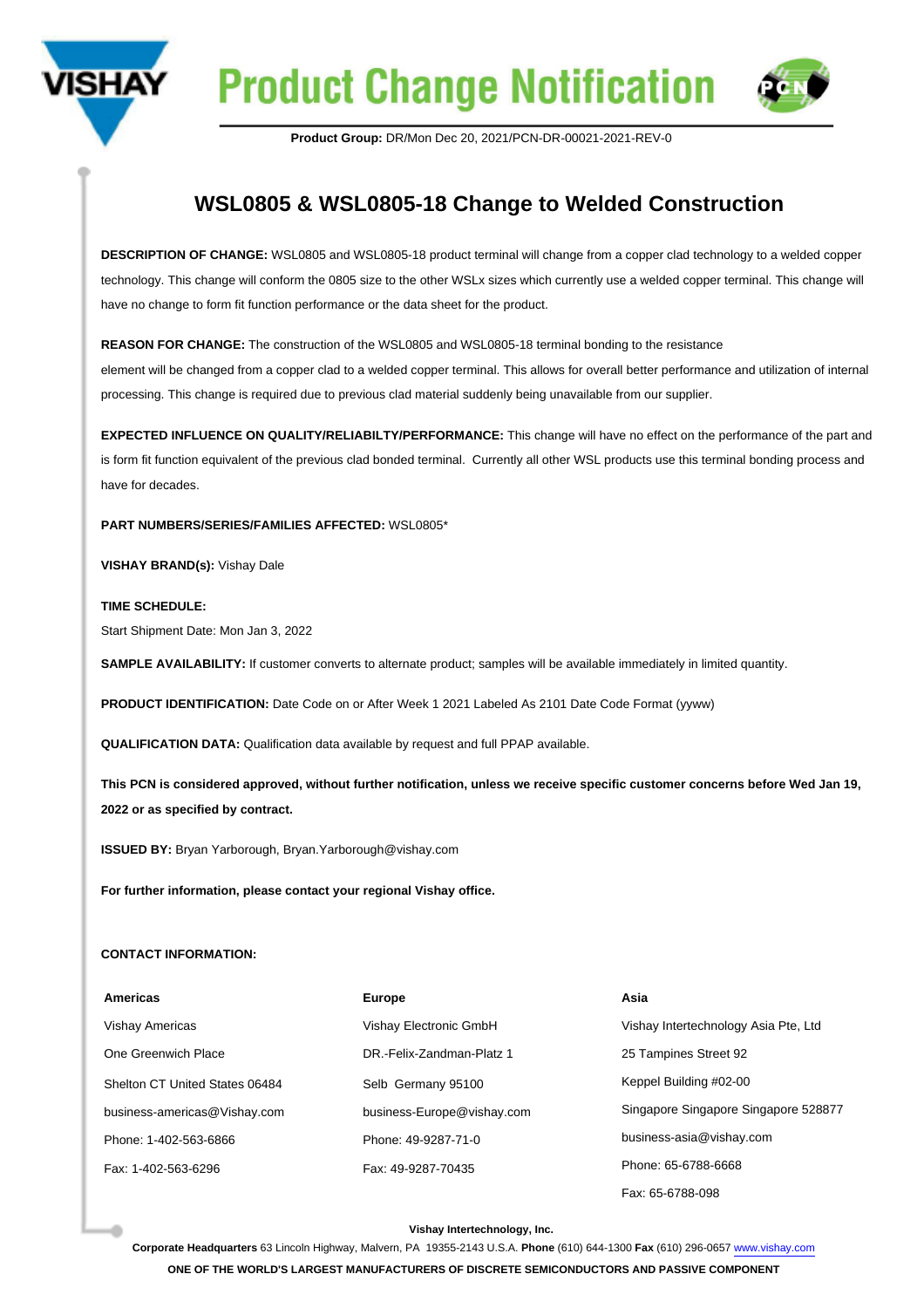# Product Change Notification

**Product Group:** DR/Mon Dec 20, 2021/PCN-DR-00021-2021-REV-0

## WSL0805 & WSL0805-18 Change to Welded Construction

**DESCRIPTION OF CHANGE:** WSL0805 and WSL0805-18 product terminal will change from a copper clad technology to a welded copper technology. This change will conform the 0805 size to the other WSLx sizes which currently use a welded copper terminal. This change will have no change to form fit function performance or the data sheet for the product.

**REASON FOR CHANGE:** The construction of the WSL0805 and WSL0805-18 terminal bonding to the resistance element will be changed from a copper clad to a welded copper terminal. This allows for overall better performance and utilization of internal processing. This change is required due to previous clad material suddenly being unavailable from our supplier.

**EXPECTED INFLUENCE ON QUALITY/RELIABILTY/PERFORMANCE:** This change will have no effect on the performance of the part and is form fit function equivalent of the previous clad bonded terminal. Currently all other WSL products use this terminal bonding process and have for decades.

**PART NUMBERS/SERIES/FAMILIES AFFECTED:** WSL0805*

**VISHAY BRAND(s):** Vishay Dale

**TIME SCHEDULE:**

Start Shipment Date: Mon Jan 3, 2022

**SAMPLE AVAILABILITY:** If customer converts to alternate product; samples will be available immediately in limited quantity.

**PRODUCT IDENTIFICATION:** Date Code on or After Week 1 2021 Labeled As 2101 Date Code Format (yyww)

**QUALIFICATION DATA:** Qualification data available by request and full PPAP available.

**This PCN is considered approved, without further notification, unless we receive specific customer concerns before Wed Jan 19, 2022 or as specified by contract.**

**ISSUED BY:** Bryan Yarborough, Bryan.Yarborough@vishay.com

**For further information, please contact your regional Vishay office.**

**CONTACT INFORMATION:**

| **Americas** | **Europe** | **Asia** |
|---|---|---|
| Vishay Americas | Vishay Electronic GmbH | Vishay Intertechnology Asia Pte, Ltd |
| One Greenwich Place | DR.-Felix-Zandman-Platz 1 | 25 Tampines Street 92 |
| Shelton CT United States 06484 | Selb Germany 95100 | Keppel Building #02-00 |
| business-americas@Vishay.com | business-Europe@vishay.com | Singapore Singapore Singapore 528877 |
| Phone: 1-402-563-6866 | Phone: 49-9287-71-0 | business-asia@vishay.com |
| Fax: 1-402-563-6296 | Fax: 49-9287-70435 | Phone: 65-6788-6668 |
| | | Fax: 65-6788-098 |

**Vishay Intertechnology, Inc.**

**Corporate Headquarters** 63 Lincoln Highway, Malvern, PA 19355-2143 U.S.A. **Phone** (610) 644-1300 **Fax** (610) 296-0657 www.vishay.com

**ONE OF THE WORLD'S LARGEST MANUFACTURERS OF DISCRETE SEMICONDUCTORS AND PASSIVE COMPONENT**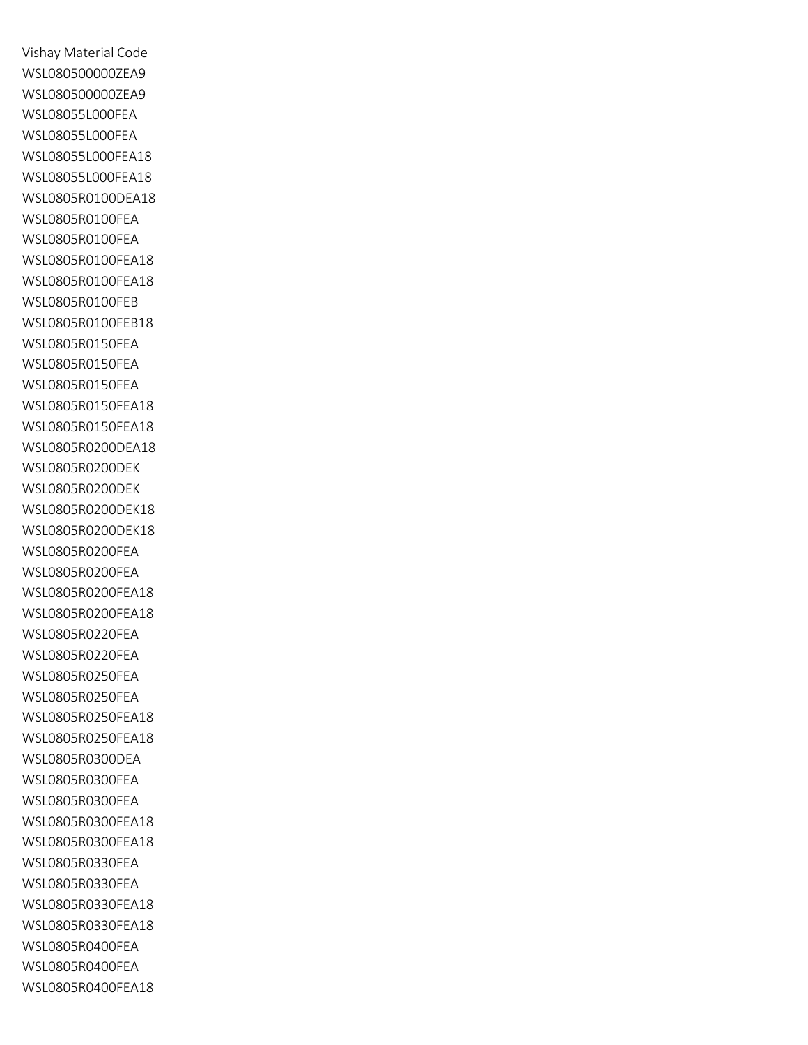Vishay Material Code
WSL080500000ZEA9
WSL080500000ZEA9
WSL08055L000FEA
WSL08055L000FEA
WSL08055L000FEA18
WSL08055L000FEA18
WSL0805R0100DEA18
WSL0805R0100FEA
WSL0805R0100FEA
WSL0805R0100FEA18
WSL0805R0100FEA18
WSL0805R0100FEB
WSL0805R0100FEB18
WSL0805R0150FEA
WSL0805R0150FEA
WSL0805R0150FEA
WSL0805R0150FEA18
WSL0805R0150FEA18
WSL0805R0200DEA18
WSL0805R0200DEK
WSL0805R0200DEK
WSL0805R0200DEK18
WSL0805R0200DEK18
WSL0805R0200FEA
WSL0805R0200FEA
WSL0805R0200FEA18
WSL0805R0200FEA18
WSL0805R0220FEA
WSL0805R0220FEA
WSL0805R0250FEA
WSL0805R0250FEA
WSL0805R0250FEA18
WSL0805R0250FEA18
WSL0805R0300DEA
WSL0805R0300FEA
WSL0805R0300FEA
WSL0805R0300FEA18
WSL0805R0300FEA18
WSL0805R0330FEA
WSL0805R0330FEA
WSL0805R0330FEA18
WSL0805R0330FEA18
WSL0805R0400FEA
WSL0805R0400FEA
WSL0805R0400FEA18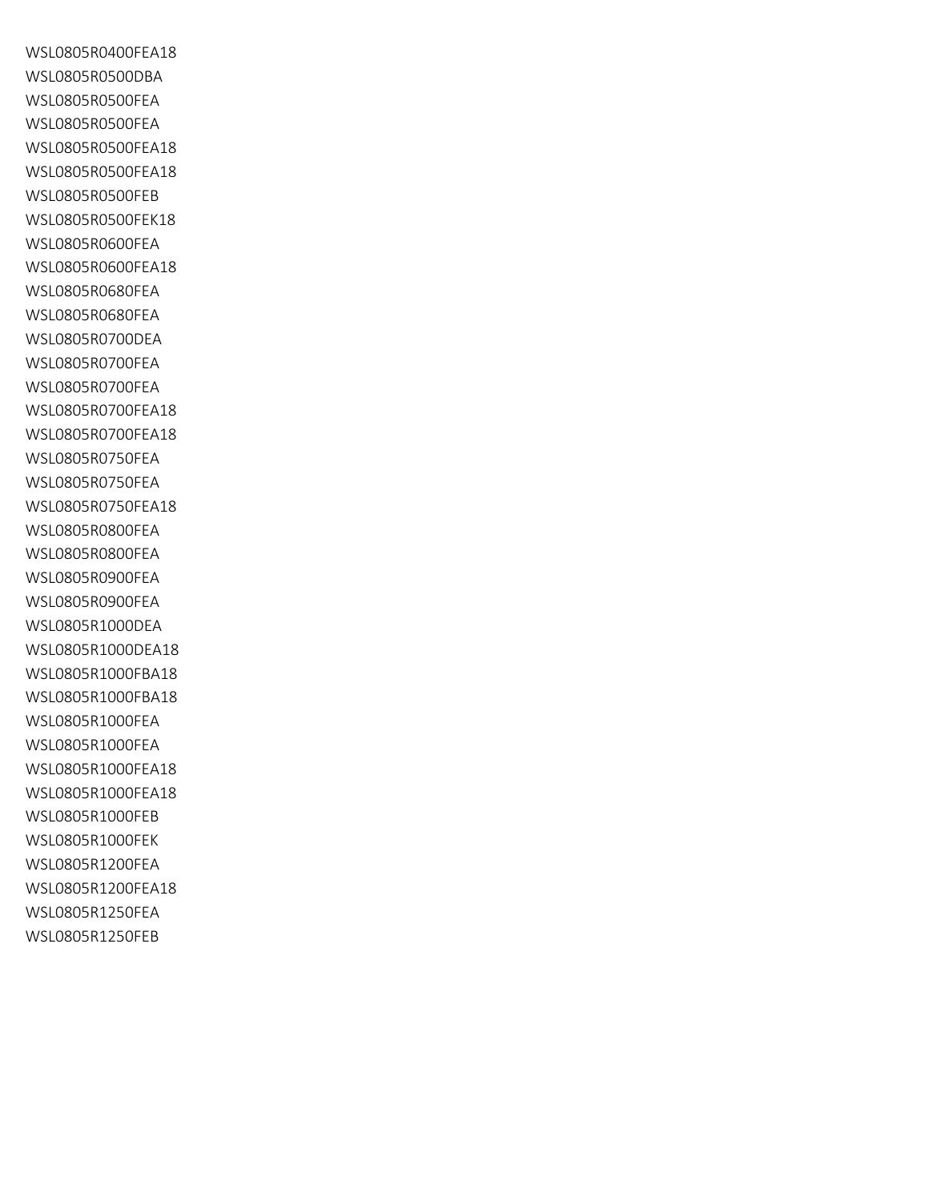WSL0805R0400FEA18
WSL0805R0500DBA
WSL0805R0500FEA
WSL0805R0500FEA
WSL0805R0500FEA18
WSL0805R0500FEA18
WSL0805R0500FEB
WSL0805R0500FEK18
WSL0805R0600FEA
WSL0805R0600FEA18
WSL0805R0680FEA
WSL0805R0680FEA
WSL0805R0700DEA
WSL0805R0700FEA
WSL0805R0700FEA
WSL0805R0700FEA18
WSL0805R0700FEA18
WSL0805R0750FEA
WSL0805R0750FEA
WSL0805R0750FEA18
WSL0805R0800FEA
WSL0805R0800FEA
WSL0805R0900FEA
WSL0805R0900FEA
WSL0805R1000DEA
WSL0805R1000DEA18
WSL0805R1000FBA18
WSL0805R1000FBA18
WSL0805R1000FEA
WSL0805R1000FEA
WSL0805R1000FEA18
WSL0805R1000FEA18
WSL0805R1000FEB
WSL0805R1000FEK
WSL0805R1200FEA
WSL0805R1200FEA18
WSL0805R1250FEA
WSL0805R1250FEB